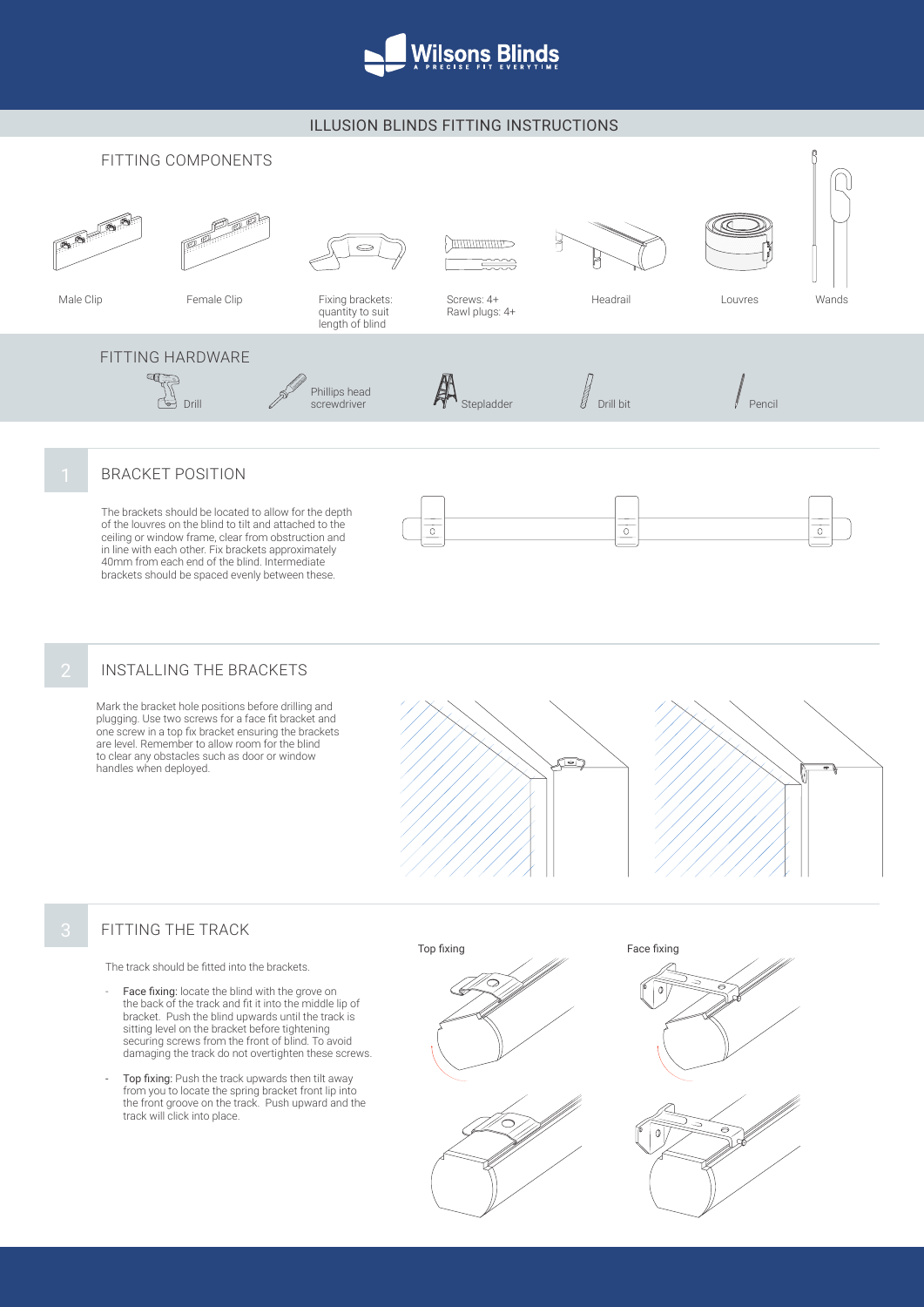# Wilsons Blinds

A PRECISE FIT EVERYTIME

## ILLUSION BLINDS FITTING INSTRUCTIONS

### FITTING COMPONENTS

- Male Clip
- Female Clip
- Fixing brackets: quantity to suit length of blind
- Screws: 4+ Rawl plugs: 4+
- Headrail
- Louvres
- Wands

### FITTING HARDWARE

- Drill
- Phillips head screwdriver
- Stepladder
- Drill bit
- Pencil

### 1 BRACKET POSITION

The brackets should be located to allow for the depth of the louvres on the blind to tilt and attached to the ceiling or window frame, clear from obstruction and in line with each other. Fix brackets approximately 40mm from each end of the blind. Intermediate brackets should be spaced evenly between these.

### 2 INSTALLING THE BRACKETS

Mark the bracket hole positions before drilling and plugging. Use two screws for a face fit bracket and one screw in a top fix bracket ensuring the brackets are level. Remember to allow room for the blind to clear any obstacles such as door or window handles when deployed.

### 3 FITTING THE TRACK

The track should be fitted into the brackets.

- Face fixing: locate the blind with the grove on the back of the track and fit it into the middle lip of bracket. Push the blind upwards until the track is sitting level on the bracket before tightening securing screws from the front of blind. To avoid damaging the track do not overtighten these screws.
- Top fixing: Push the track upwards then tilt away from you to locate the spring bracket front lip into the front groove on the track. Push upward and the track will click into place.

Top fixing

Face fixing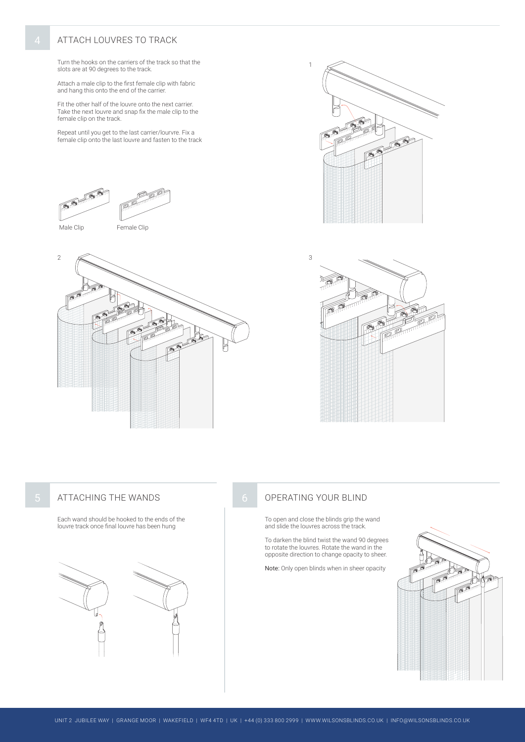## 4 ATTACH LOUVRES TO TRACK

Turn the hooks on the carriers of the track so that the slots are at 90 degrees to the track.

Attach a male clip to the first female clip with fabric and hang this onto the end of the carrier.

Fit the other half of the louvre onto the next carrier. Take the next louvre and snap fix the male clip to the female clip on the track.

Repeat until you get to the last carrier/lourvre. Fix a female clip onto the last louvre and fasten to the track

Male Clip

Female Clip

1

2

3

## 5 ATTACHING THE WANDS

Each wand should be hooked to the ends of the louvre track once final louvre has been hung

## 6 OPERATING YOUR BLIND

To open and close the blinds grip the wand and slide the louvres across the track.

To darken the blind twist the wand 90 degrees to rotate the louvres. Rotate the wand in the opposite direction to change opacity to sheer.

Note: Only open blinds when in sheer opacity

UNIT 2 JUBILEE WAY | GRANGE MOOR | WAKEFIELD | WF4 4TD | UK | +44 (0) 333 800 2999 | WWW.WILSONSBLINDS.CO.UK | INFO@WILSONSBLINDS.CO.UK